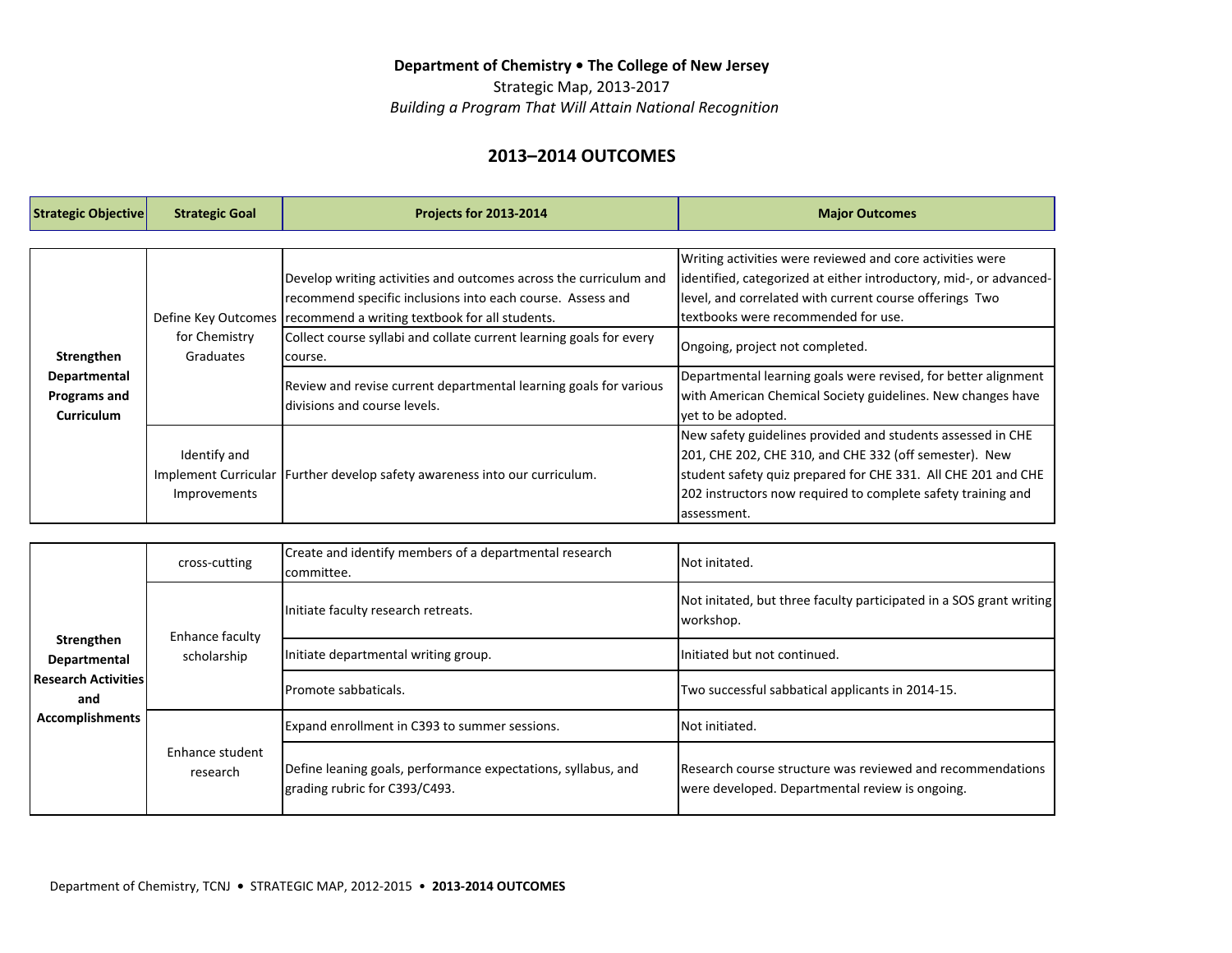**Department of Chemistry • The College of New Jersey**

Strategic Map, 2013-2017

*Building a Program That Will Attain National Recognition*

## 2013–2014 OUTCOMES

| Strategic Objective | Strategic Goal | Projects for 2013-2014 | Major Outcomes |
|---|---|---|---|
| **Strengthen Departmental Programs and Curriculum** | Define Key Outcomes for Chemistry Graduates | Develop writing activities and outcomes across the curriculum and recommend specific inclusions into each course. Assess and recommend a writing textbook for all students. | Writing activities were reviewed and core activities were identified, categorized at either introductory, mid-, or advanced-level, and correlated with current course offerings Two textbooks were recommended for use. |
| | | Collect course syllabi and collate current learning goals for every course. | Ongoing, project not completed. |
| | | Review and revise current departmental learning goals for various divisions and course levels. | Departmental learning goals were revised, for better alignment with American Chemical Society guidelines. New changes have yet to be adopted. |
| | Identify and Implement Curricular Improvements | Further develop safety awareness into our curriculum. | New safety guidelines provided and students assessed in CHE 201, CHE 202, CHE 310, and CHE 332 (off semester). New student safety quiz prepared for CHE 331. All CHE 201 and CHE 202 instructors now required to complete safety training and assessment. |
| **Strengthen Departmental Research Activities and Accomplishments** | cross-cutting | Create and identify members of a departmental research committee. | Not initated. |
| | Enhance faculty scholarship | Initiate faculty research retreats. | Not initated, but three faculty participated in a SOS grant writing workshop. |
| | | Initiate departmental writing group. | Initiated but not continued. |
| | | Promote sabbaticals. | Two successful sabbatical applicants in 2014-15. |
| | Enhance student research | Expand enrollment in C393 to summer sessions. | Not initiated. |
| | | Define leaning goals, performance expectations, syllabus, and grading rubric for C393/C493. | Research course structure was reviewed and recommendations were developed. Departmental review is ongoing. |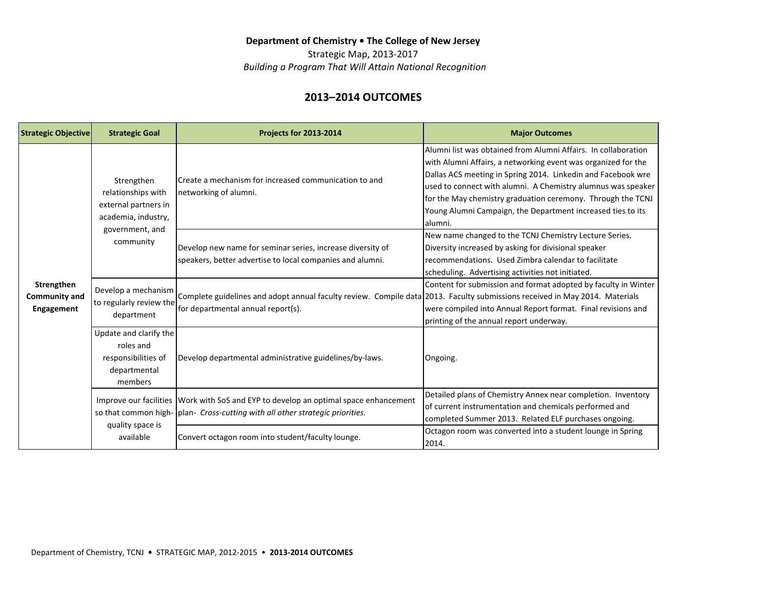**Department of Chemistry • The College of New Jersey**

Strategic Map, 2013-2017

*Building a Program That Will Attain National Recognition*

## 2013–2014 OUTCOMES

| Strategic Objective | Strategic Goal | Projects for 2013-2014 | Major Outcomes |
|---|---|---|---|
| **Strengthen Community and Engagement** | Strengthen relationships with external partners in academia, industry, government, and community | Create a mechanism for increased communication to and networking of alumni. | Alumni list was obtained from Alumni Affairs. In collaboration with Alumni Affairs, a networking event was organized for the Dallas ACS meeting in Spring 2014. Linkedin and Facebook wre used to connect with alumni. A Chemistry alumnus was speaker for the May chemistry graduation ceremony. Through the TCNJ Young Alumni Campaign, the Department increased ties to its alumni. |
| | | Develop new name for seminar series, increase diversity of speakers, better advertise to local companies and alumni. | New name changed to the TCNJ Chemistry Lecture Series. Diversity increased by asking for divisional speaker recommendations. Used Zimbra calendar to facilitate scheduling. Advertising activities not initiated. |
| | Develop a mechanism to regularly review the department | Complete guidelines and adopt annual faculty review. Compile data for departmental annual report(s). | Content for submission and format adopted by faculty in Winter 2013. Faculty submissions received in May 2014. Materials were compiled into Annual Report format. Final revisions and printing of the annual report underway. |
| | Update and clarify the roles and responsibilities of departmental members | Develop departmental administrative guidelines/by-laws. | Ongoing. |
| | Improve our facilities so that common high-quality space is available | Work with SoS and EYP to develop an optimal space enhancement plan- *Cross-cutting with all other strategic priorities.* | Detailed plans of Chemistry Annex near completion. Inventory of current instrumentation and chemicals performed and completed Summer 2013. Related ELF purchases ongoing. |
| | | Convert octagon room into student/faculty lounge. | Octagon room was converted into a student lounge in Spring 2014. |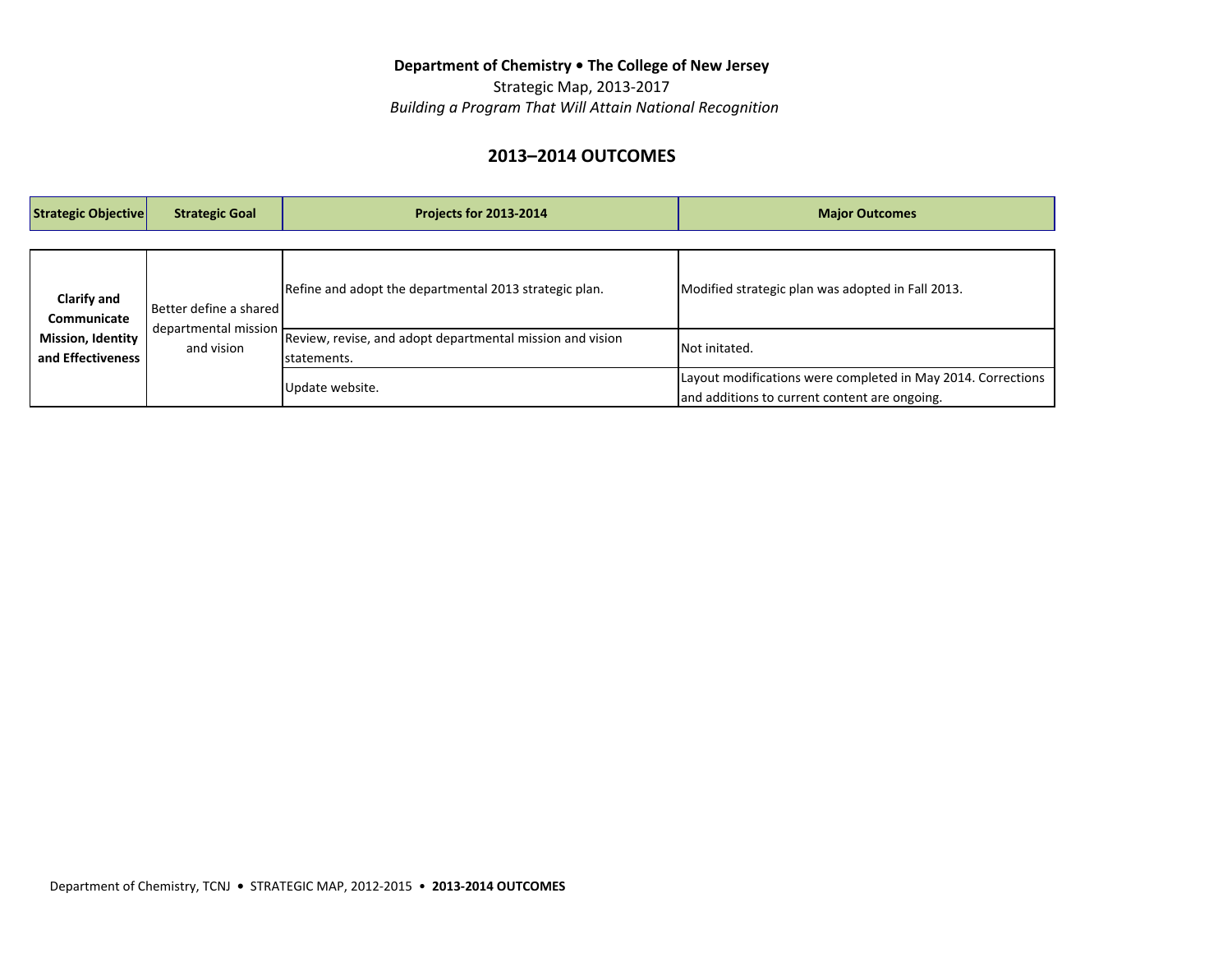**Department of Chemistry • The College of New Jersey**

Strategic Map, 2013-2017

*Building a Program That Will Attain National Recognition*

## 2013–2014 OUTCOMES

| Strategic Objective | Strategic Goal | Projects for 2013-2014 | Major Outcomes |
|---|---|---|---|
| **Clarify and Communicate Mission, Identity and Effectiveness** | Better define a shared departmental mission and vision | Refine and adopt the departmental 2013 strategic plan. | Modified strategic plan was adopted in Fall 2013. |
| | | Review, revise, and adopt departmental mission and vision statements. | Not initated. |
| | | Update website. | Layout modifications were completed in May 2014. Corrections and additions to current content are ongoing. |

Department of Chemistry, TCNJ • STRATEGIC MAP, 2012-2015 • **2013-2014 OUTCOMES**